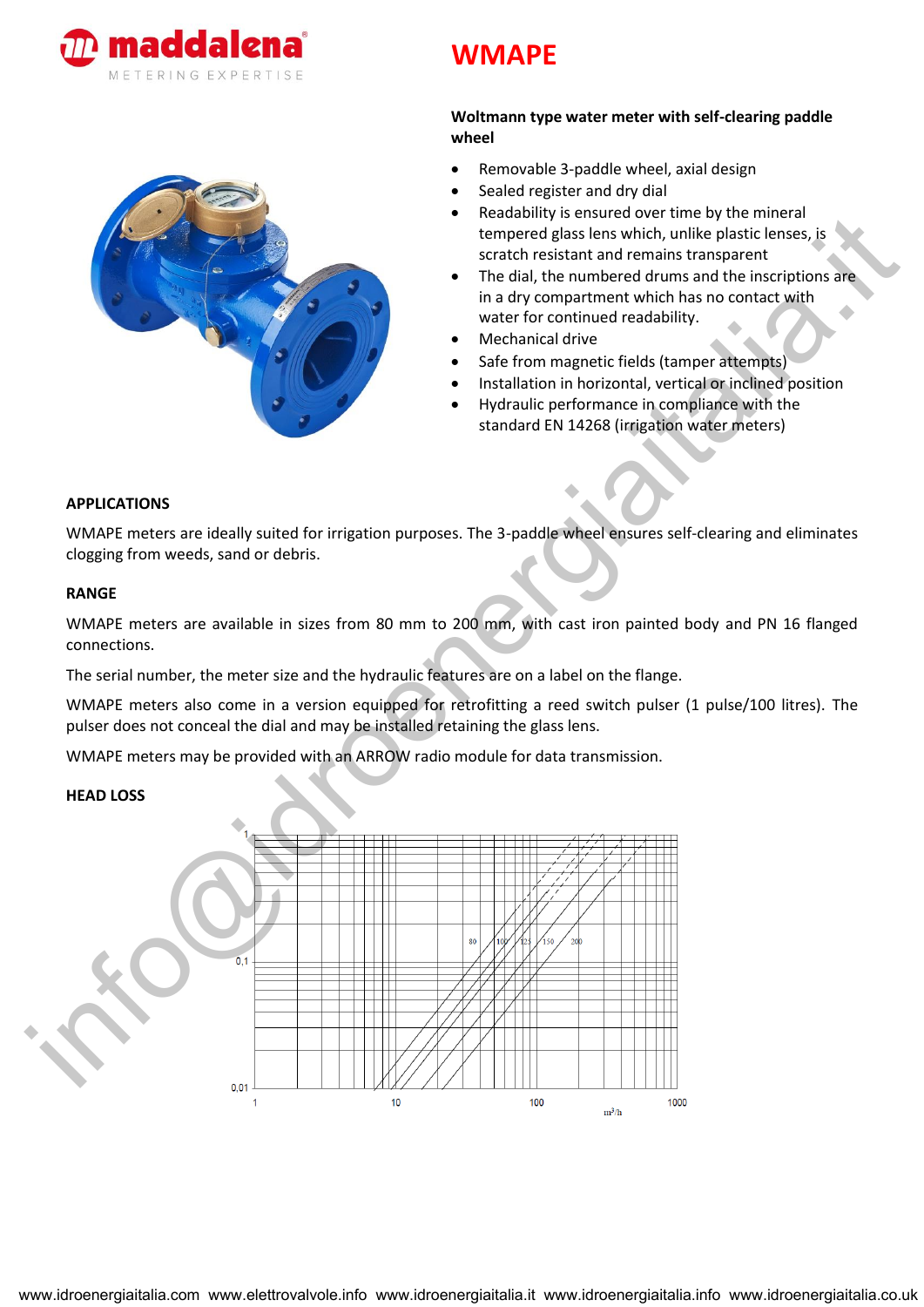# WMAPE

**Woltmann type water meter with self-clearing paddle wheel**

- Removable 3-paddle wheel, axial design
- Sealed register and dry dial
- Readability is ensured over time by the mineral tempered glass lens which, unlike plastic lenses, is scratch resistant and remains transparent
- The dial, the numbered drums and the inscriptions are in a dry compartment which has no contact with water for continued readability.
- Mechanical drive
- Safe from magnetic fields (tamper attempts)
- Installation in horizontal, vertical or inclined position
- Hydraulic performance in compliance with the standard EN 14268 (irrigation water meters)

## APPLICATIONS

WMAPE meters are ideally suited for irrigation purposes. The 3-paddle wheel ensures self-clearing and eliminates clogging from weeds, sand or debris.

## RANGE

WMAPE meters are available in sizes from 80 mm to 200 mm, with cast iron painted body and PN 16 flanged connections.

The serial number, the meter size and the hydraulic features are on a label on the flange.

WMAPE meters also come in a version equipped for retrofitting a reed switch pulser (1 pulse/100 litres). The pulser does not conceal the dial and may be installed retaining the glass lens.

WMAPE meters may be provided with an ARROW radio module for data transmission.

## HEAD LOSS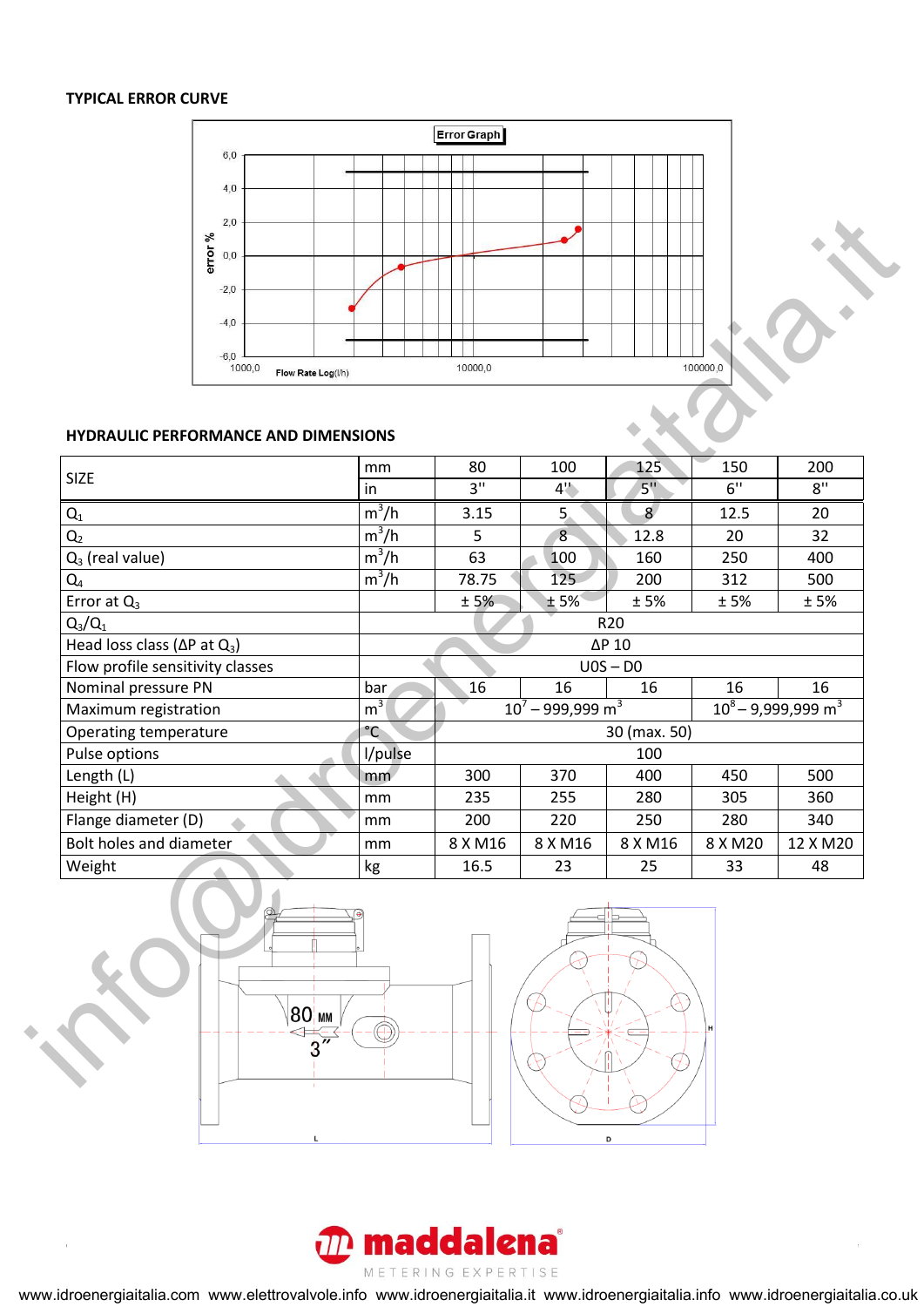## TYPICAL ERROR CURVE

Error Graph

error %

6,0
4,0
2,0
0,0
-2,0
-4,0
-6,0

1000,0 Flow Rate Log(l/h) 10000,0 100000,0

## HYDRAULIC PERFORMANCE AND DIMENSIONS

| | | | | | | |
|---|---|---|---|---|---|---|
| SIZE | mm | 80 | 100 | 125 | 150 | 200 |
| | in | 3'' | 4'' | 5'' | 6'' | 8'' |
| $Q_1$ | $m^3/h$ | 3.15 | 5 | 8 | 12.5 | 20 |
| $Q_2$ | $m^3/h$ | 5 | 8 | 12.8 | 20 | 32 |
| $Q_3$ (real value) | $m^3/h$ | 63 | 100 | 160 | 250 | 400 |
| $Q_4$ | $m^3/h$ | 78.75 | 125 | 200 | 312 | 500 |
| Error at $Q_3$ | | ± 5% | ± 5% | ± 5% | ± 5% | ± 5% |
| $Q_3/Q_1$ | R20 | | | | | |
| Head loss class (ΔP at $Q_3$) | ΔP 10 | | | | | |
| Flow profile sensitivity classes | U0S – D0 | | | | | |
| Nominal pressure PN | bar | 16 | 16 | 16 | 16 | 16 |
| Maximum registration | $m^3$ | $10^7$ – 999,999 $m^3$ | | | $10^8$ – 9,999,999 $m^3$ | |
| Operating temperature | °C | 30 (max. 50) | | | | |
| Pulse options | l/pulse | 100 | | | | |
| Length (L) | mm | 300 | 370 | 400 | 450 | 500 |
| Height (H) | mm | 235 | 255 | 280 | 305 | 360 |
| Flange diameter (D) | mm | 200 | 220 | 250 | 280 | 340 |
| Bolt holes and diameter | mm | 8 X M16 | 8 X M16 | 8 X M16 | 8 X M20 | 12 X M20 |
| Weight | kg | 16.5 | 23 | 25 | 33 | 48 |

80 MM
3"

L

D

H

maddalena®
METERING EXPERTISE

www.idroenergiaitalia.com www.elettrovalvole.info www.idroenergiaitalia.it www.idroenergiaitalia.info www.idroenergiaitalia.co.uk